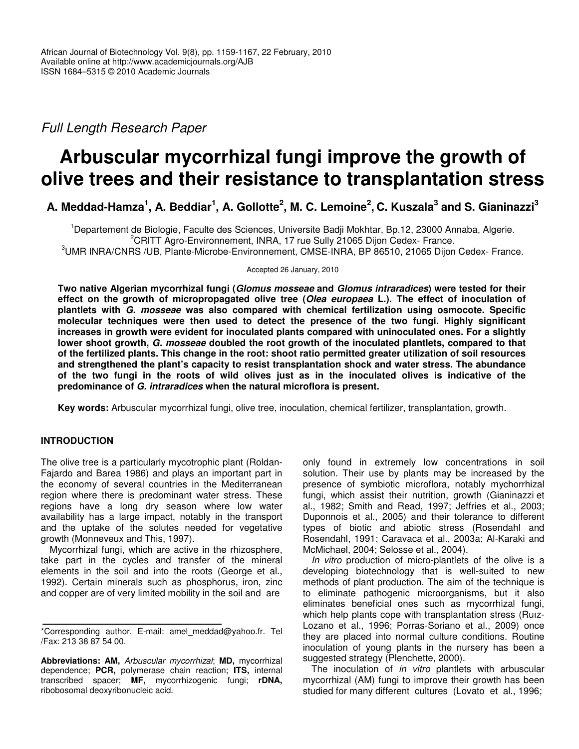*Full Length Research Paper*

# Arbuscular mycorrhizal fungi improve the growth of olive trees and their resistance to transplantation stress

**A. Meddad-Hamza[1], A. Beddiar[1], A. Gollotte[2], M. C. Lemoine[2], C. Kuszala[3] and S. Gianinazzi[3]**

[1]Departement de Biologie, Faculte des Sciences, Universite Badji Mokhtar, Bp.12, 23000 Annaba, Algerie.
[2]CRITT Agro-Environnement, INRA, 17 rue Sully 21065 Dijon Cedex- France.
[3]UMR INRA/CNRS /UB, Plante-Microbe-Environnement, CMSE-INRA, BP 86510, 21065 Dijon Cedex- France.

Accepted 26 January, 2010

**Two native Algerian mycorrhizal fungi (*Glomus mosseae* and *Glomus intraradices*) were tested for their effect on the growth of micropropagated olive tree (*Olea europaea* L.). The effect of inoculation of plantlets with *G. mosseae* was also compared with chemical fertilization using osmocote. Specific molecular techniques were then used to detect the presence of the two fungi. Highly significant increases in growth were evident for inoculated plants compared with uninoculated ones. For a slightly lower shoot growth, *G. mosseae* doubled the root growth of the inoculated plantlets, compared to that of the fertilized plants. This change in the root: shoot ratio permitted greater utilization of soil resources and strengthened the plant's capacity to resist transplantation shock and water stress. The abundance of the two fungi in the roots of wild olives just as in the inoculated olives is indicative of the predominance of *G. intraradices* when the natural microflora is present.**

**Key words:** Arbuscular mycorrhizal fungi, olive tree, inoculation, chemical fertilizer, transplantation, growth.

## INTRODUCTION

The olive tree is a particularly mycotrophic plant (Roldan-Fajardo and Barea 1986) and plays an important part in the economy of several countries in the Mediterranean region where there is predominant water stress. These regions have a long dry season where low water availability has a large impact, notably in the transport and the uptake of the solutes needed for vegetative growth (Monneveux and This, 1997).

Mycorrhizal fungi, which are active in the rhizosphere, take part in the cycles and transfer of the mineral elements in the soil and into the roots (George et al., 1992). Certain minerals such as phosphorus, iron, zinc and copper are of very limited mobility in the soil and are only found in extremely low concentrations in soil solution. Their use by plants may be increased by the presence of symbiotic microflora, notably mychorrhizal fungi, which assist their nutrition, growth (Gianinazzi et al., 1982; Smith and Read, 1997; Jeffries et al., 2003; Duponnois et al., 2005) and their tolerance to different types of biotic and abiotic stress (Rosendahl and Rosendahl, 1991; Caravaca et al., 2003a; Al-Karaki and McMichael, 2004; Selosse et al., 2004).

*In vitro* production of micro-plantlets of the olive is a developing biotechnology that is well-suited to new methods of plant production. The aim of the technique is to eliminate pathogenic microorganisms, but it also eliminates beneficial ones such as mycorrhizal fungi, which help plants cope with transplantation stress (Ruız-Lozano et al., 1996; Porras-Soriano et al., 2009) once they are placed into normal culture conditions. Routine inoculation of young plants in the nursery has been a suggested strategy (Plenchette, 2000).

The inoculation of *in vitro* plantlets with arbuscular mycorrhizal (AM) fungi to improve their growth has been studied for many different cultures (Lovato et al., 1996;

*Corresponding author. E-mail: amel_meddad@yahoo.fr. Tel /Fax: 213 38 87 54 00.

**Abbreviations: AM,** *Arbuscular mycorrhizal*; **MD,** mycorrhizal dependence; **PCR,** polymerase chain reaction; **ITS,** internal transcribed spacer; **MF,** mycorrhizogenic fungi; **rDNA,** ribobosomal deoxyribonucleic acid.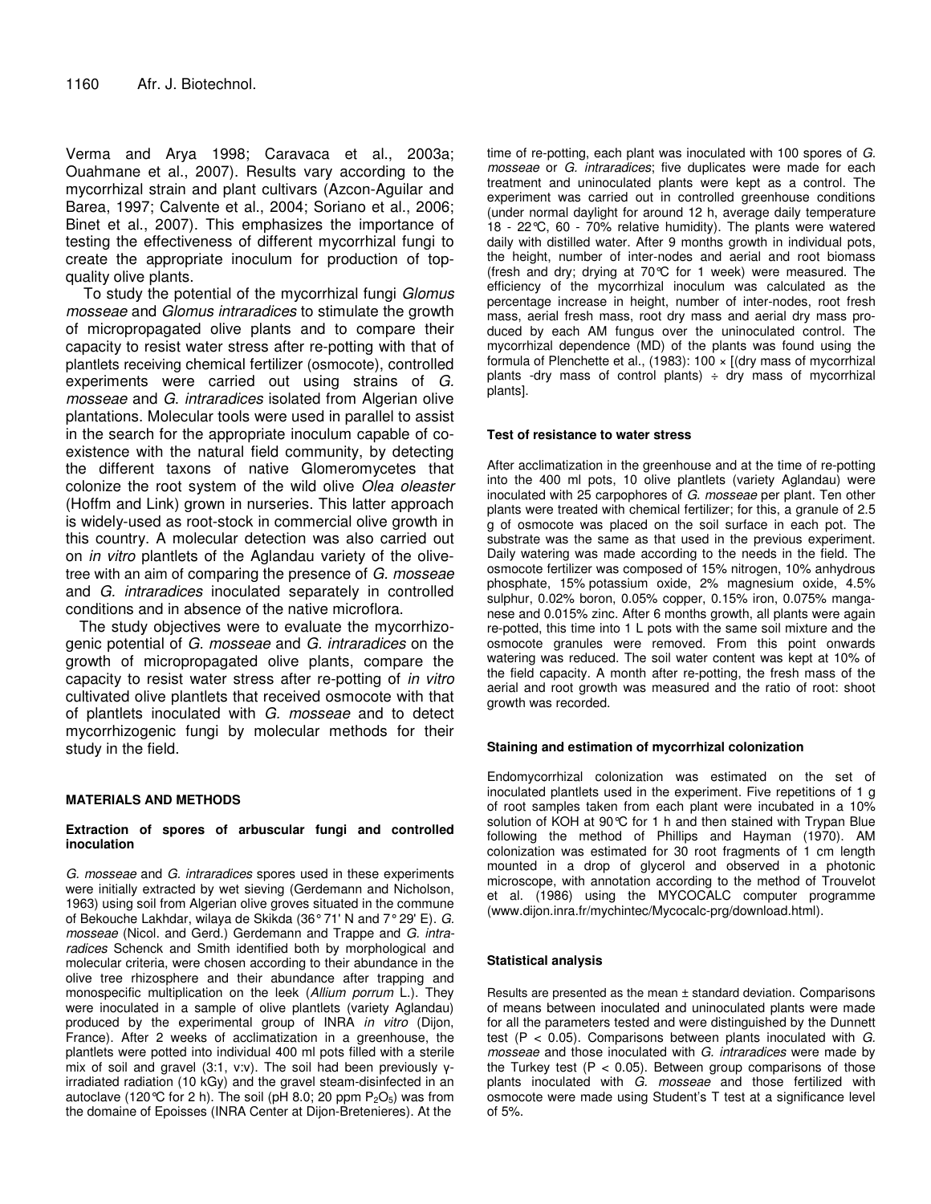Verma and Arya 1998; Caravaca et al., 2003a; Ouahmane et al., 2007). Results vary according to the mycorrhizal strain and plant cultivars (Azcon-Aguilar and Barea, 1997; Calvente et al., 2004; Soriano et al., 2006; Binet et al., 2007). This emphasizes the importance of testing the effectiveness of different mycorrhizal fungi to create the appropriate inoculum for production of top-quality olive plants.

To study the potential of the mycorrhizal fungi *Glomus mosseae* and *Glomus intraradices* to stimulate the growth of micropropagated olive plants and to compare their capacity to resist water stress after re-potting with that of plantlets receiving chemical fertilizer (osmocote), controlled experiments were carried out using strains of *G. mosseae* and *G. intraradices* isolated from Algerian olive plantations. Molecular tools were used in parallel to assist in the search for the appropriate inoculum capable of co-existence with the natural field community, by detecting the different taxons of native Glomeromycetes that colonize the root system of the wild olive *Olea oleaster* (Hoffm and Link) grown in nurseries. This latter approach is widely-used as root-stock in commercial olive growth in this country. A molecular detection was also carried out on *in vitro* plantlets of the Aglandau variety of the olive-tree with an aim of comparing the presence of *G. mosseae* and *G. intraradices* inoculated separately in controlled conditions and in absence of the native microflora.

The study objectives were to evaluate the mycorrhizogenic potential of *G. mosseae* and *G. intraradices* on the growth of micropropagated olive plants, compare the capacity to resist water stress after re-potting of *in vitro* cultivated olive plantlets that received osmocote with that of plantlets inoculated with *G. mosseae* and to detect mycorrhizogenic fungi by molecular methods for their study in the field.

## MATERIALS AND METHODS

### Extraction of spores of arbuscular fungi and controlled inoculation

*G. mosseae* and *G. intraradices* spores used in these experiments were initially extracted by wet sieving (Gerdemann and Nicholson, 1963) using soil from Algerian olive groves situated in the commune of Bekouche Lakhdar, wilaya de Skikda (36° 71' N and 7° 29' E). *G. mosseae* (Nicol. and Gerd.) Gerdemann and Trappe and *G. intraradices* Schenck and Smith identified both by morphological and molecular criteria, were chosen according to their abundance in the olive tree rhizosphere and their abundance after trapping and monospecific multiplication on the leek (*Allium porrum* L.). They were inoculated in a sample of olive plantlets (variety Aglandau) produced by the experimental group of INRA *in vitro* (Dijon, France). After 2 weeks of acclimatization in a greenhouse, the plantlets were potted into individual 400 ml pots filled with a sterile mix of soil and gravel (3:1, v:v). The soil had been previously γ-irradiated radiation (10 kGy) and the gravel steam-disinfected in an autoclave (120°C for 2 h). The soil (pH 8.0; 20 ppm $P_2O_5$) was from the domaine of Epoisses (INRA Center at Dijon-Bretenieres). At the time of re-potting, each plant was inoculated with 100 spores of *G. mosseae* or *G. intraradices*; five duplicates were made for each treatment and uninoculated plants were kept as a control. The experiment was carried out in controlled greenhouse conditions (under normal daylight for around 12 h, average daily temperature 18 - 22°C, 60 - 70% relative humidity). The plants were watered daily with distilled water. After 9 months growth in individual pots, the height, number of inter-nodes and aerial and root biomass (fresh and dry; drying at 70°C for 1 week) were measured. The efficiency of the mycorrhizal inoculum was calculated as the percentage increase in height, number of inter-nodes, root fresh mass, aerial fresh mass, root dry mass and aerial dry mass produced by each AM fungus over the uninoculated control. The mycorrhizal dependence (MD) of the plants was found using the formula of Plenchette et al., (1983): $100 \times [(\text{dry mass of mycorrhizal plants} - \text{dry mass of control plants}) \div \text{dry mass of mycorrhizal plants}]$.

### Test of resistance to water stress

After acclimatization in the greenhouse and at the time of re-potting into the 400 ml pots, 10 olive plantlets (variety Aglandau) were inoculated with 25 carpophores of *G. mosseae* per plant. Ten other plants were treated with chemical fertilizer; for this, a granule of 2.5 g of osmocote was placed on the soil surface in each pot. The substrate was the same as that used in the previous experiment. Daily watering was made according to the needs in the field. The osmocote fertilizer was composed of 15% nitrogen, 10% anhydrous phosphate, 15% potassium oxide, 2% magnesium oxide, 4.5% sulphur, 0.02% boron, 0.05% copper, 0.15% iron, 0.075% manganese and 0.015% zinc. After 6 months growth, all plants were again re-potted, this time into 1 L pots with the same soil mixture and the osmocote granules were removed. From this point onwards watering was reduced. The soil water content was kept at 10% of the field capacity. A month after re-potting, the fresh mass of the aerial and root growth was measured and the ratio of root: shoot growth was recorded.

### Staining and estimation of mycorrhizal colonization

Endomycorrhizal colonization was estimated on the set of inoculated plantlets used in the experiment. Five repetitions of 1 g of root samples taken from each plant were incubated in a 10% solution of KOH at 90°C for 1 h and then stained with Trypan Blue following the method of Phillips and Hayman (1970). AM colonization was estimated for 30 root fragments of 1 cm length mounted in a drop of glycerol and observed in a photonic microscope, with annotation according to the method of Trouvelot et al. (1986) using the MYCOCALC computer programme (www.dijon.inra.fr/mychintec/Mycocalc-prg/download.html).

### Statistical analysis

Results are presented as the mean ± standard deviation. Comparisons of means between inoculated and uninoculated plants were made for all the parameters tested and were distinguished by the Dunnett test ($P < 0.05$). Comparisons between plants inoculated with *G. mosseae* and those inoculated with *G. intraradices* were made by the Turkey test ($P < 0.05$). Between group comparisons of those plants inoculated with *G. mosseae* and those fertilized with osmocote were made using Student's T test at a significance level of 5%.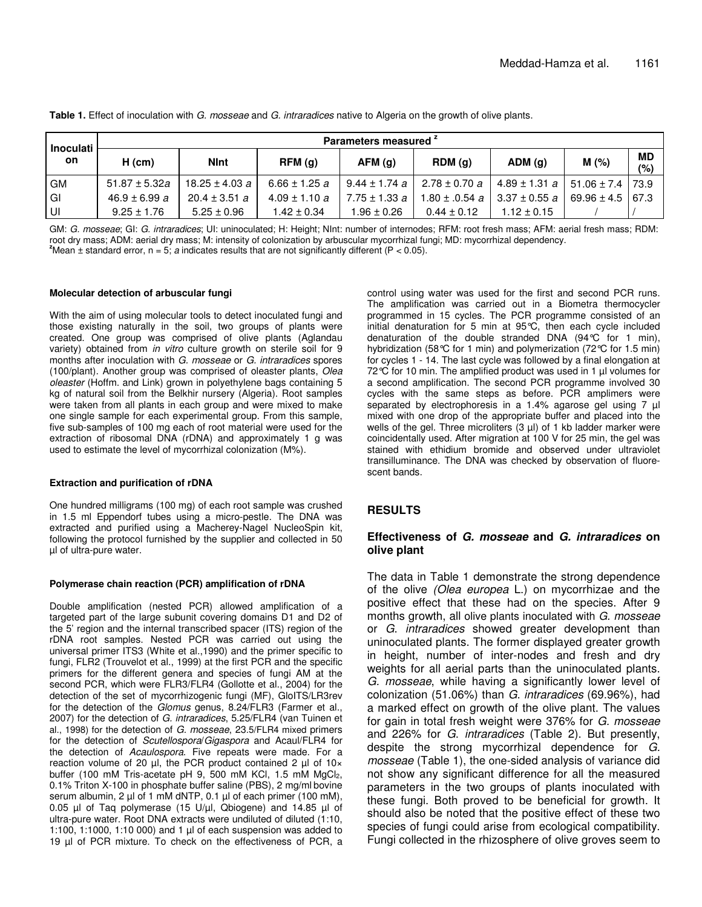**Table 1.** Effect of inoculation with *G. mosseae* and *G. intraradices* native to Algeria on the growth of olive plants.

| Inoculation | Parameters measured [z] | | | | | | | |
|---|---|---|---|---|---|---|---|---|
| | H (cm) | NInt | RFM (g) | AFM (g) | RDM (g) | ADM (g) | M (%) | MD (%) |
| GM | 51.87 ± 5.32*a* | 18.25 ± 4.03 *a* | 6.66 ± 1.25 *a* | 9.44 ± 1.74 *a* | 2.78 ± 0.70 *a* | 4.89 ± 1.31 *a* | 51.06 ± 7.4 | 73.9 |
| GI | 46.9 ± 6.99 *a* | 20.4 ± 3.51 *a* | 4.09 ± 1.10 *a* | 7.75 ± 1.33 *a* | 1.80 ± .0.54 *a* | 3.37 ± 0.55 *a* | 69.96 ± 4.5 | 67.3 |
| UI | 9.25 ± 1.76 | 5.25 ± 0.96 | 1.42 ± 0.34 | 1.96 ± 0.26 | 0.44 ± 0.12 | 1.12 ± 0.15 | / | / |

GM: *G. mosseae*; GI: *G. intraradices*; UI: uninoculated; H: Height; NInt: number of internodes; RFM: root fresh mass; AFM: aerial fresh mass; RDM: root dry mass; ADM: aerial dry mass; M: intensity of colonization by arbuscular mycorrhizal fungi; MD: mycorrhizal dependency.
[z]Mean ± standard error, n = 5; *a* indicates results that are not significantly different ($P < 0.05$).

#### Molecular detection of arbuscular fungi

With the aim of using molecular tools to detect inoculated fungi and those existing naturally in the soil, two groups of plants were created. One group was comprised of olive plants (Aglandau variety) obtained from *in vitro* culture growth on sterile soil for 9 months after inoculation with *G. mosseae* or *G. intraradices* spores (100/plant). Another group was comprised of oleaster plants, *Olea oleaster* (Hoffm. and Link) grown in polyethylene bags containing 5 kg of natural soil from the Belkhir nursery (Algeria). Root samples were taken from all plants in each group and were mixed to make one single sample for each experimental group. From this sample, five sub-samples of 100 mg each of root material were used for the extraction of ribosomal DNA (rDNA) and approximately 1 g was used to estimate the level of mycorrhizal colonization (M%).

#### Extraction and purification of rDNA

One hundred milligrams (100 mg) of each root sample was crushed in 1.5 ml Eppendorf tubes using a micro-pestle. The DNA was extracted and purified using a Macherey-Nagel NucleoSpin kit, following the protocol furnished by the supplier and collected in 50 µl of ultra-pure water.

#### Polymerase chain reaction (PCR) amplification of rDNA

Double amplification (nested PCR) allowed amplification of a targeted part of the large subunit covering domains D1 and D2 of the 5' region and the internal transcribed spacer (ITS) region of the rDNA root samples. Nested PCR was carried out using the universal primer ITS3 (White et al.,1990) and the primer specific to fungi, FLR2 (Trouvelot et al., 1999) at the first PCR and the specific primers for the different genera and species of fungi AM at the second PCR, which were FLR3/FLR4 (Gollotte et al., 2004) for the detection of the set of mycorrhizogenic fungi (MF), GloITS/LR3rev for the detection of the *Glomus* genus, 8.24/FLR3 (Farmer et al., 2007) for the detection of *G. intraradices*, 5.25/FLR4 (van Tuinen et al., 1998) for the detection of *G. mosseae*, 23.5/FLR4 mixed primers for the detection of *Scutellospora*/*Gigaspora* and Acaul/FLR4 for the detection of *Acaulospora*. Five repeats were made. For a reaction volume of 20 µl, the PCR product contained 2 µl of 10× buffer (100 mM Tris-acetate pH 9, 500 mM KCl, 1.5 mM $MgCl_2$, 0.1% Triton X-100 in phosphate buffer saline (PBS), 2 mg/ml bovine serum albumin, 2 µl of 1 mM dNTP, 0.1 µl of each primer (100 mM), 0.05 µl of Taq polymerase (15 U/µl, Qbiogene) and 14.85 µl of ultra-pure water. Root DNA extracts were undiluted of diluted (1:10, 1:100, 1:1000, 1:10 000) and 1 µl of each suspension was added to 19 µl of PCR mixture. To check on the effectiveness of PCR, a control using water was used for the first and second PCR runs. The amplification was carried out in a Biometra thermocycler programmed in 15 cycles. The PCR programme consisted of an initial denaturation for 5 min at 95°C, then each cycle included denaturation of the double stranded DNA (94°C for 1 min), hybridization (58°C for 1 min) and polymerization (72°C for 1.5 min) for cycles 1 - 14. The last cycle was followed by a final elongation at 72°C for 10 min. The amplified product was used in 1 µl volumes for a second amplification. The second PCR programme involved 30 cycles with the same steps as before. PCR amplimers were separated by electrophoresis in a 1.4% agarose gel using 7 µl mixed with one drop of the appropriate buffer and placed into the wells of the gel. Three microliters (3 µl) of 1 kb ladder marker were coincidentally used. After migration at 100 V for 25 min, the gel was stained with ethidium bromide and observed under ultraviolet transillumінance. The DNA was checked by observation of fluorescent bands.

## RESULTS

### Effectiveness of *G. mosseae* and *G. intraradices* on olive plant

The data in Table 1 demonstrate the strong dependence of the olive *(Olea europea* L.) on mycorrhizae and the positive effect that these had on the species. After 9 months growth, all olive plants inoculated with *G. mosseae* or *G. intraradices* showed greater development than uninoculated plants. The former displayed greater growth in height, number of inter-nodes and fresh and dry weights for all aerial parts than the uninoculated plants. *G. mosseae*, while having a significantly lower level of colonization (51.06%) than *G. intraradices* (69.96%), had a marked effect on growth of the olive plant. The values for gain in total fresh weight were 376% for *G. mosseae* and 226% for *G. intraradices* (Table 2). But presently, despite the strong mycorrhizal dependence for *G. mosseae* (Table 1), the one-sided analysis of variance did not show any significant difference for all the measured parameters in the two groups of plants inoculated with these fungi. Both proved to be beneficial for growth. It should also be noted that the positive effect of these two species of fungi could arise from ecological compatibility. Fungi collected in the rhizosphere of olive groves seem to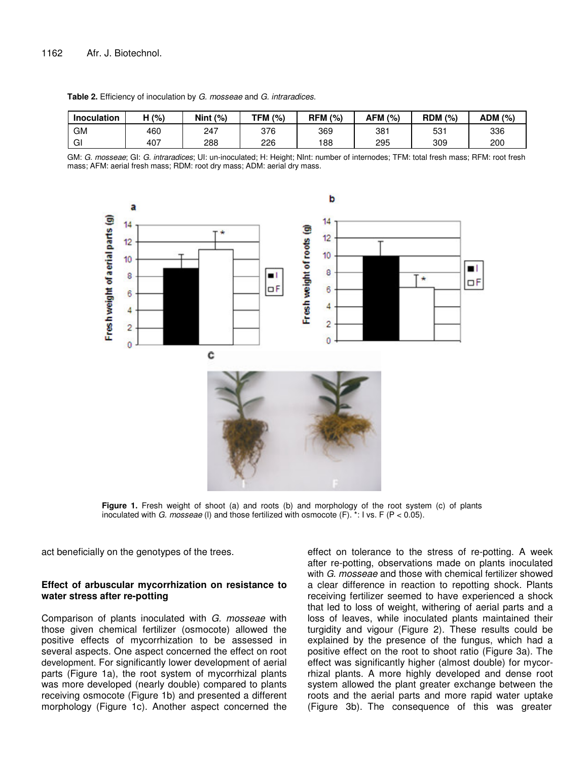**Table 2.** Efficiency of inoculation by *G. mosseae* and *G. intraradices*.

| Inoculation | H (%) | Nint (%) | TFM (%) | RFM (%) | AFM (%) | RDM (%) | ADM (%) |
|---|---|---|---|---|---|---|---|
| GM | 460 | 247 | 376 | 369 | 381 | 531 | 336 |
| GI | 407 | 288 | 226 | 188 | 295 | 309 | 200 |

GM: *G. mosseae*; GI: *G. intraradices*; UI: un-inoculated; H: Height; NInt: number of internodes; TFM: total fresh mass; RFM: root fresh mass; AFM: aerial fresh mass; RDM: root dry mass; ADM: aerial dry mass.

**Figure 1.** Fresh weight of shoot (a) and roots (b) and morphology of the root system (c) of plants inoculated with *G. mosseae* (I) and those fertilized with osmocote (F). *: I vs. F ($P < 0.05$).

act beneficially on the genotypes of the trees.

### Effect of arbuscular mycorrhization on resistance to water stress after re-potting

Comparison of plants inoculated with *G. mosseae* with those given chemical fertilizer (osmocote) allowed the positive effects of mycorrhization to be assessed in several aspects. One aspect concerned the effect on root development. For significantly lower development of aerial parts (Figure 1a), the root system of mycorrhizal plants was more developed (nearly double) compared to plants receiving osmocote (Figure 1b) and presented a different morphology (Figure 1c). Another aspect concerned the effect on tolerance to the stress of re-potting. A week after re-potting, observations made on plants inoculated with *G. mosseae* and those with chemical fertilizer showed a clear difference in reaction to repotting shock. Plants receiving fertilizer seemed to have experienced a shock that led to loss of weight, withering of aerial parts and a loss of leaves, while inoculated plants maintained their turgidity and vigour (Figure 2). These results could be explained by the presence of the fungus, which had a positive effect on the root to shoot ratio (Figure 3a). The effect was significantly higher (almost double) for mycorrhizal plants. A more highly developed and dense root system allowed the plant greater exchange between the roots and the aerial parts and more rapid water uptake (Figure 3b). The consequence of this was greater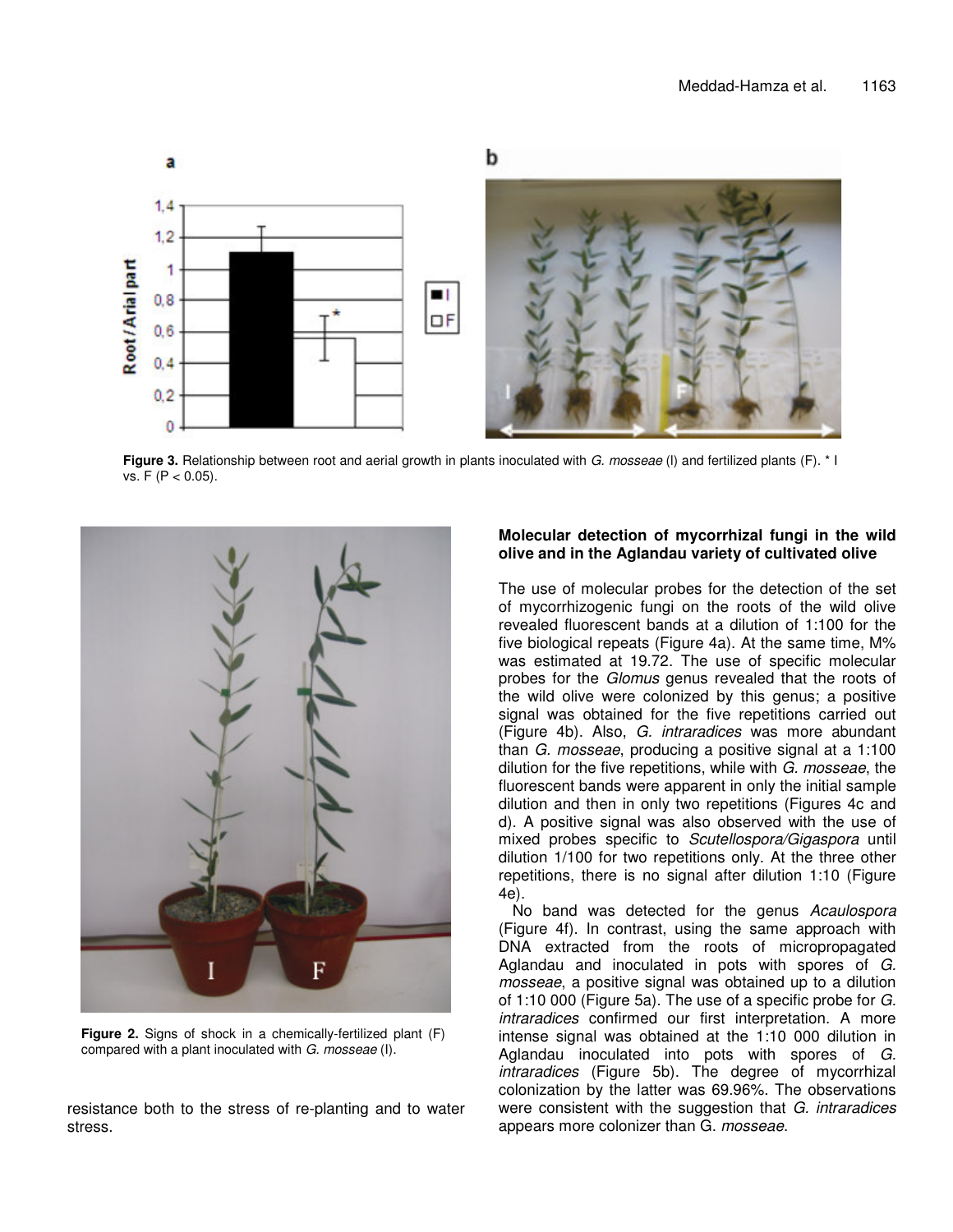Figure 3. Relationship between root and aerial growth in plants inoculated with *G. mosseae* (I) and fertilized plants (F). * I vs. F ($P < 0.05$).

Figure 2. Signs of shock in a chemically-fertilized plant (F) compared with a plant inoculated with *G. mosseae* (I).

resistance both to the stress of re-planting and to water stress.

### Molecular detection of mycorrhizal fungi in the wild olive and in the Aglandau variety of cultivated olive

The use of molecular probes for the detection of the set of mycorrhizogenic fungi on the roots of the wild olive revealed fluorescent bands at a dilution of 1:100 for the five biological repeats (Figure 4a). At the same time, M% was estimated at 19.72. The use of specific molecular probes for the *Glomus* genus revealed that the roots of the wild olive were colonized by this genus; a positive signal was obtained for the five repetitions carried out (Figure 4b). Also, *G. intraradices* was more abundant than *G. mosseae*, producing a positive signal at a 1:100 dilution for the five repetitions, while with *G. mosseae*, the fluorescent bands were apparent in only the initial sample dilution and then in only two repetitions (Figures 4c and d). A positive signal was also observed with the use of mixed probes specific to *Scutellospora/Gigaspora* until dilution 1/100 for two repetitions only. At the three other repetitions, there is no signal after dilution 1:10 (Figure 4e).

No band was detected for the genus *Acaulospora* (Figure 4f). In contrast, using the same approach with DNA extracted from the roots of micropropagated Aglandau and inoculated in pots with spores of *G. mosseae*, a positive signal was obtained up to a dilution of 1:10 000 (Figure 5a). The use of a specific probe for *G. intraradices* confirmed our first interpretation. A more intense signal was obtained at the 1:10 000 dilution in Aglandau inoculated into pots with spores of *G. intraradices* (Figure 5b). The degree of mycorrhizal colonization by the latter was 69.96%. The observations were consistent with the suggestion that *G. intraradices* appears more colonizer than G. *mosseae*.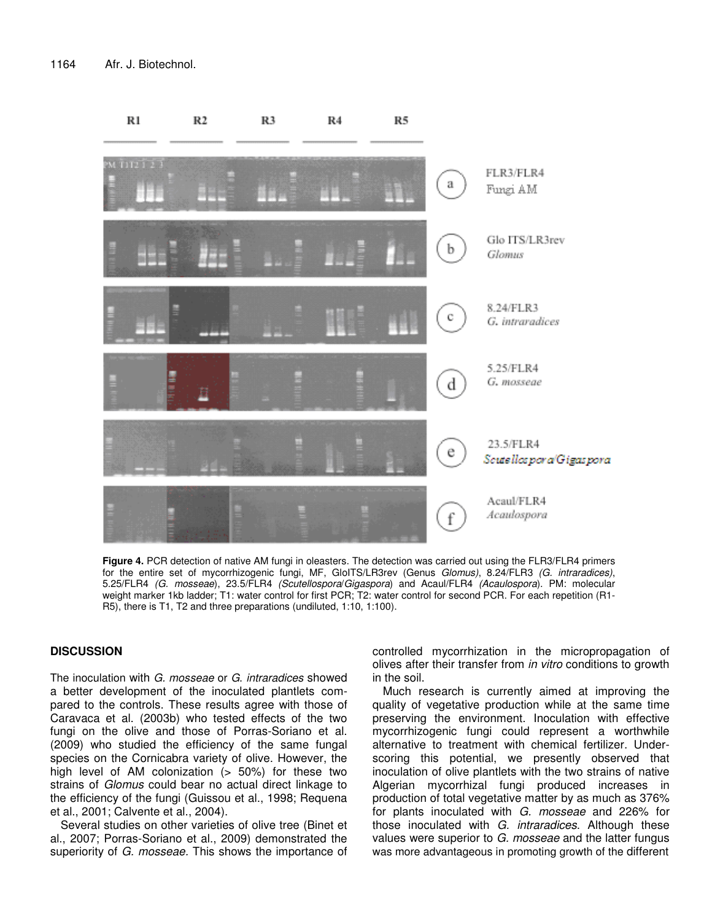**Figure 4.** PCR detection of native AM fungi in oleasters. The detection was carried out using the FLR3/FLR4 primers for the entire set of mycorrhizogenic fungi, MF, GloITS/LR3rev (Genus *Glomus)*, 8.24/FLR3 *(G. intraradices)*, 5.25/FLR4 *(G. mosseae*), 23.5/FLR4 *(Scutellospora*/*Gigaspora*) and Acaul/FLR4 *(Acaulospora*). PM: molecular weight marker 1kb ladder; T1: water control for first PCR; T2: water control for second PCR. For each repetition (R1-R5), there is T1, T2 and three preparations (undiluted, 1:10, 1:100).

## DISCUSSION

The inoculation with *G. mosseae* or *G. intraradices* showed a better development of the inoculated plantlets compared to the controls. These results agree with those of Caravaca et al. (2003b) who tested effects of the two fungi on the olive and those of Porras-Soriano et al. (2009) who studied the efficiency of the same fungal species on the Cornicabra variety of olive. However, the high level of AM colonization (> 50%) for these two strains of *Glomus* could bear no actual direct linkage to the efficiency of the fungi (Guissou et al., 1998; Requena et al., 2001; Calvente et al., 2004).

Several studies on other varieties of olive tree (Binet et al., 2007; Porras-Soriano et al., 2009) demonstrated the superiority of *G. mosseae.* This shows the importance of controlled mycorrhization in the micropropagation of olives after their transfer from *in vitro* conditions to growth in the soil.

Much research is currently aimed at improving the quality of vegetative production while at the same time preserving the environment. Inoculation with effective mycorrhizogenic fungi could represent a worthwhile alternative to treatment with chemical fertilizer. Underscoring this potential, we presently observed that inoculation of olive plantlets with the two strains of native Algerian mycorrhizal fungi produced increases in production of total vegetative matter by as much as 376% for plants inoculated with *G. mosseae* and 226% for those inoculated with *G. intraradices*. Although these values were superior to *G. mosseae* and the latter fungus was more advantageous in promoting growth of the different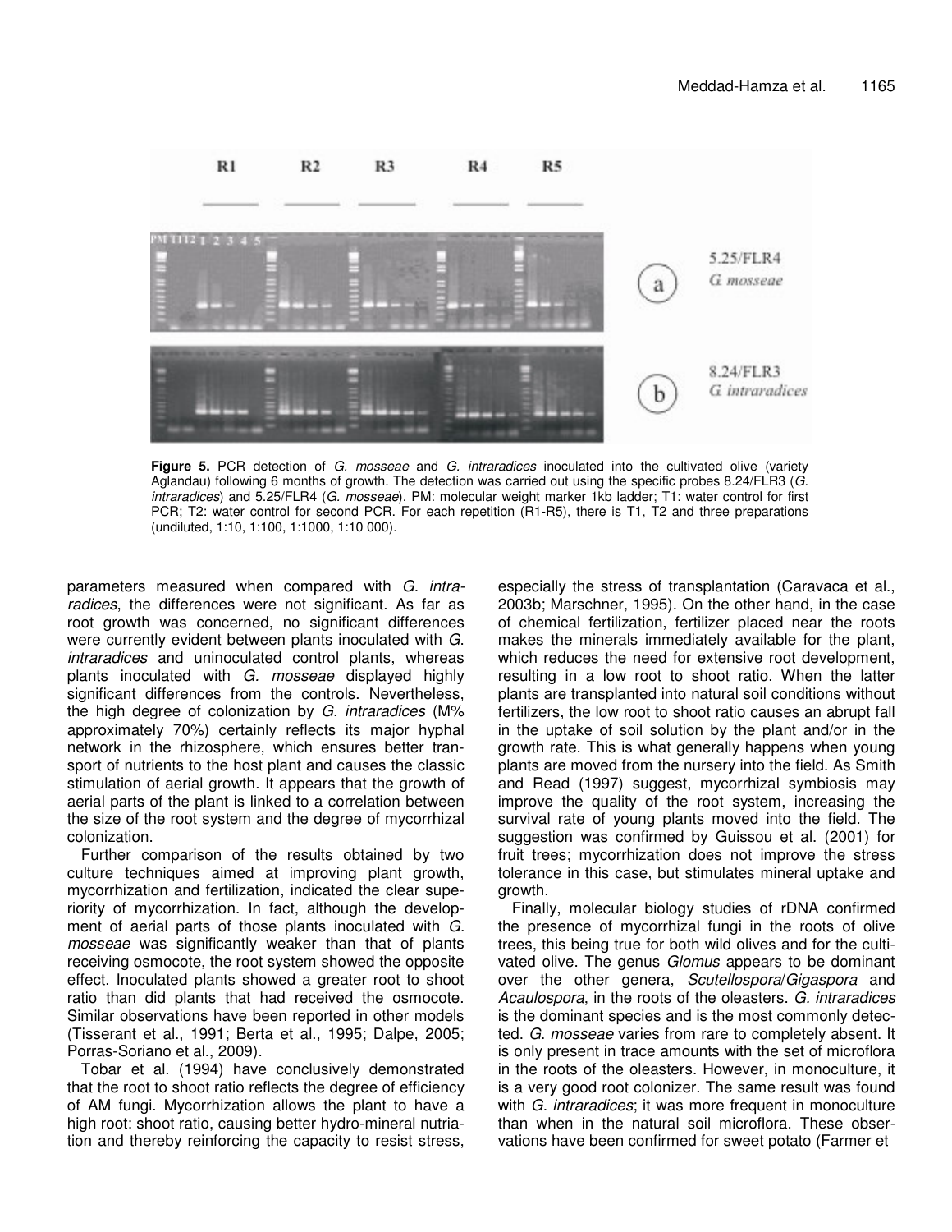**Figure 5.** PCR detection of *G. mosseae* and *G. intraradices* inoculated into the cultivated olive (variety Aglandau) following 6 months of growth. The detection was carried out using the specific probes 8.24/FLR3 (*G. intraradices*) and 5.25/FLR4 (*G. mosseae*). PM: molecular weight marker 1kb ladder; T1: water control for first PCR; T2: water control for second PCR. For each repetition (R1-R5), there is T1, T2 and three preparations (undiluted, 1:10, 1:100, 1:1000, 1:10 000).

parameters measured when compared with *G. intraradices*, the differences were not significant. As far as root growth was concerned, no significant differences were currently evident between plants inoculated with *G. intraradices* and uninoculated control plants, whereas plants inoculated with *G. mosseae* displayed highly significant differences from the controls. Nevertheless, the high degree of colonization by *G. intraradices* (M% approximately 70%) certainly reflects its major hyphal network in the rhizosphere, which ensures better transport of nutrients to the host plant and causes the classic stimulation of aerial growth. It appears that the growth of aerial parts of the plant is linked to a correlation between the size of the root system and the degree of mycorrhizal colonization.

Further comparison of the results obtained by two culture techniques aimed at improving plant growth, mycorrhization and fertilization, indicated the clear superiority of mycorrhization. In fact, although the development of aerial parts of those plants inoculated with *G. mosseae* was significantly weaker than that of plants receiving osmocote, the root system showed the opposite effect. Inoculated plants showed a greater root to shoot ratio than did plants that had received the osmocote. Similar observations have been reported in other models (Tisserant et al., 1991; Berta et al., 1995; Dalpe, 2005; Porras-Soriano et al., 2009).

Tobar et al. (1994) have conclusively demonstrated that the root to shoot ratio reflects the degree of efficiency of AM fungi. Mycorrhization allows the plant to have a high root: shoot ratio, causing better hydro-mineral nutriation and thereby reinforcing the capacity to resist stress, especially the stress of transplantation (Caravaca et al., 2003b; Marschner, 1995). On the other hand, in the case of chemical fertilization, fertilizer placed near the roots makes the minerals immediately available for the plant, which reduces the need for extensive root development, resulting in a low root to shoot ratio. When the latter plants are transplanted into natural soil conditions without fertilizers, the low root to shoot ratio causes an abrupt fall in the uptake of soil solution by the plant and/or in the growth rate. This is what generally happens when young plants are moved from the nursery into the field. As Smith and Read (1997) suggest, mycorrhizal symbiosis may improve the quality of the root system, increasing the survival rate of young plants moved into the field. The suggestion was confirmed by Guissou et al. (2001) for fruit trees; mycorrhization does not improve the stress tolerance in this case, but stimulates mineral uptake and growth.

Finally, molecular biology studies of rDNA confirmed the presence of mycorrhizal fungi in the roots of olive trees, this being true for both wild olives and for the cultivated olive. The genus *Glomus* appears to be dominant over the other genera, *Scutellospora*/*Gigaspora* and *Acaulospora*, in the roots of the oleasters. *G. intraradices* is the dominant species and is the most commonly detected. *G. mosseae* varies from rare to completely absent. It is only present in trace amounts with the set of microflora in the roots of the oleasters. However, in monoculture, it is a very good root colonizer. The same result was found with *G. intraradices*; it was more frequent in monoculture than when in the natural soil microflora. These observations have been confirmed for sweet potato (Farmer et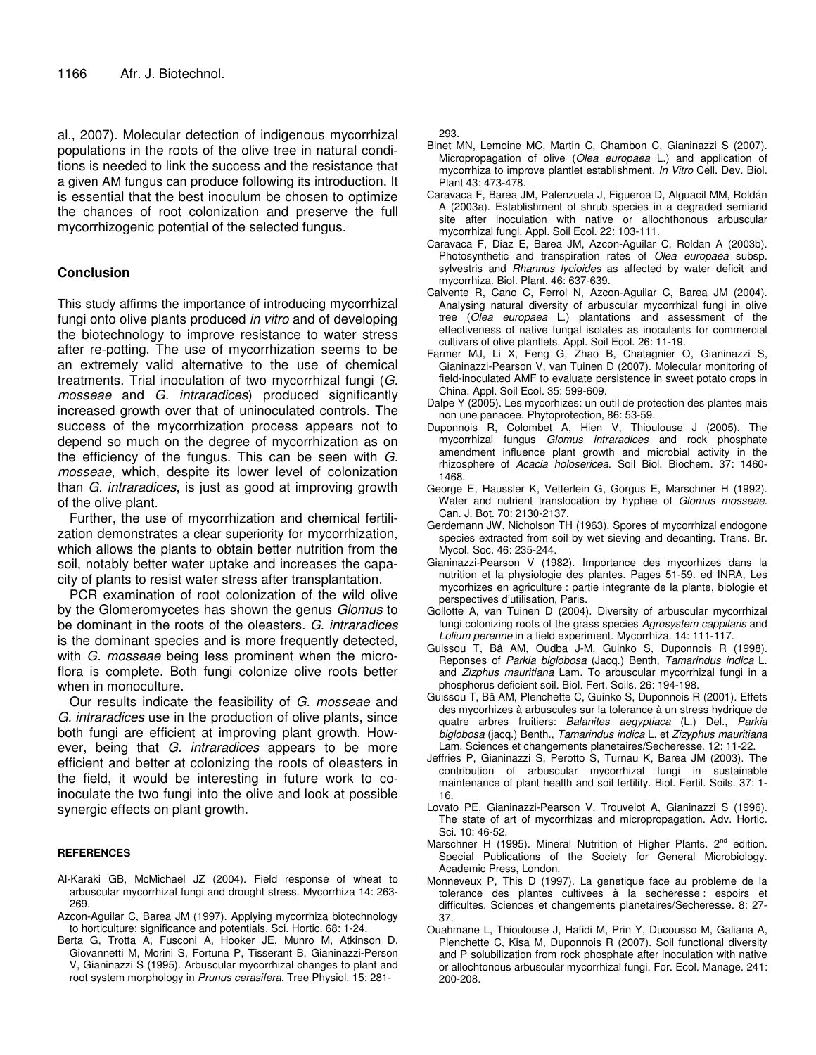al., 2007). Molecular detection of indigenous mycorrhizal populations in the roots of the olive tree in natural conditions is needed to link the success and the resistance that a given AM fungus can produce following its introduction. It is essential that the best inoculum be chosen to optimize the chances of root colonization and preserve the full mycorrhizogenic potential of the selected fungus.

## Conclusion

This study affirms the importance of introducing mycorrhizal fungi onto olive plants produced *in vitro* and of developing the biotechnology to improve resistance to water stress after re-potting. The use of mycorrhization seems to be an extremely valid alternative to the use of chemical treatments. Trial inoculation of two mycorrhizal fungi (*G. mosseae* and *G. intraradices*) produced significantly increased growth over that of uninoculated controls. The success of the mycorrhization process appears not to depend so much on the degree of mycorrhization as on the efficiency of the fungus. This can be seen with *G. mosseae*, which, despite its lower level of colonization than *G. intraradices*, is just as good at improving growth of the olive plant.

Further, the use of mycorrhization and chemical fertilization demonstrates a clear superiority for mycorrhization, which allows the plants to obtain better nutrition from the soil, notably better water uptake and increases the capacity of plants to resist water stress after transplantation.

PCR examination of root colonization of the wild olive by the Glomeromycetes has shown the genus *Glomus* to be dominant in the roots of the oleasters. *G. intraradices* is the dominant species and is more frequently detected, with *G. mosseae* being less prominent when the microflora is complete. Both fungi colonize olive roots better when in monoculture.

Our results indicate the feasibility of *G. mosseae* and *G. intraradices* use in the production of olive plants, since both fungi are efficient at improving plant growth. However, being that *G. intraradices* appears to be more efficient and better at colonizing the roots of oleasters in the field, it would be interesting in future work to co-inoculate the two fungi into the olive and look at possible synergic effects on plant growth.

## REFERENCES

Al-Karaki GB, McMichael JZ (2004). Field response of wheat to arbuscular mycorrhizal fungi and drought stress. Mycorrhiza 14: 263-269.

Azcon-Aguilar C, Barea JM (1997). Applying mycorrhiza biotechnology to horticulture: significance and potentials. Sci. Hortic. 68: 1-24.

Berta G, Trotta A, Fusconi A, Hooker JE, Munro M, Atkinson D, Giovannetti M, Morini S, Fortuna P, Tisserant B, Gianinazzi-Person V, Gianinazzi S (1995). Arbuscular mycorrhizal changes to plant and root system morphology in *Prunus cerasifera*. Tree Physiol. 15: 281-293.

Binet MN, Lemoine MC, Martin C, Chambon C, Gianinazzi S (2007). Micropropagation of olive (*Olea europaea* L.) and application of mycorrhiza to improve plantlet establishment. *In Vitro* Cell. Dev. Biol. Plant 43: 473-478.

Caravaca F, Barea JM, Palenzuela J, Figueroa D, Alguacil MM, Roldán A (2003a). Establishment of shrub species in a degraded semiarid site after inoculation with native or allochthonous arbuscular mycorrhizal fungi. Appl. Soil Ecol. 22: 103-111.

Caravaca F, Diaz E, Barea JM, Azcon-Aguilar C, Roldan A (2003b). Photosynthetic and transpiration rates of *Olea europaea* subsp. sylvestris and *Rhannus lycioides* as affected by water deficit and mycorrhiza. Biol. Plant. 46: 637-639.

Calvente R, Cano C, Ferrol N, Azcon-Aguilar C, Barea JM (2004). Analysing natural diversity of arbuscular mycorrhizal fungi in olive tree (*Olea europaea* L.) plantations and assessment of the effectiveness of native fungal isolates as inoculants for commercial cultivars of olive plantlets. Appl. Soil Ecol. 26: 11-19.

Farmer MJ, Li X, Feng G, Zhao B, Chatagnier O, Gianinazzi S, Gianinazzi-Pearson V, van Tuinen D (2007). Molecular monitoring of field-inoculated AMF to evaluate persistence in sweet potato crops in China. Appl. Soil Ecol. 35: 599-609.

Dalpe Y (2005). Les mycorhizes: un outil de protection des plantes mais non une panacee. Phytoprotection, 86: 53-59.

Duponnois R, Colombet A, Hien V, Thioulouse J (2005). The mycorrhizal fungus *Glomus intraradices* and rock phosphate amendment influence plant growth and microbial activity in the rhizosphere of *Acacia holosericea*. Soil Biol. Biochem. 37: 1460-1468.

George E, Haussler K, Vetterlein G, Gorgus E, Marschner H (1992). Water and nutrient translocation by hyphae of *Glomus mosseae*. Can. J. Bot. 70: 2130-2137.

Gerdemann JW, Nicholson TH (1963). Spores of mycorrhizal endogone species extracted from soil by wet sieving and decanting. Trans. Br. Mycol. Soc. 46: 235-244.

Gianinazzi-Pearson V (1982). Importance des mycorhizes dans la nutrition et la physiologie des plantes. Pages 51-59. ed INRA, Les mycorhizes en agriculture : partie integrante de la plante, biologie et perspectives d'utilisation, Paris.

Gollotte A, van Tuinen D (2004). Diversity of arbuscular mycorrhizal fungi colonizing roots of the grass species *Agrosystem cappilaris* and *Lolium perenne* in a field experiment. Mycorrhiza. 14: 111-117.

Guissou T, Bâ AM, Oudba J-M, Guinko S, Duponnois R (1998). Reponses of *Parkia biglobosa* (Jacq.) Benth, *Tamarindus indica* L. and *Zizphus mauritiana* Lam. To arbuscular mycorrhizal fungi in a phosphorus deficient soil. Biol. Fert. Soils. 26: 194-198.

Guissou T, Bâ AM, Plenchette C, Guinko S, Duponnois R (2001). Effets des mycorhizes à arbuscules sur la tolerance à un stress hydrique de quatre arbres fruitiers: *Balanites aegyptiaca* (L.) Del., *Parkia biglobosa* (jacq.) Benth., *Tamarindus indica* L. et *Zizyphus mauritiana* Lam. Sciences et changements planetaires/Secheresse. 12: 11-22.

Jeffries P, Gianinazzi S, Perotto S, Turnau K, Barea JM (2003). The contribution of arbuscular mycorrhizal fungi in sustainable maintenance of plant health and soil fertility. Biol. Fertil. Soils. 37: 1-16.

Lovato PE, Gianinazzi-Pearson V, Trouvelot A, Gianinazzi S (1996). The state of art of mycorrhizas and micropropagation. Adv. Hortic. Sci. 10: 46-52.

Marschner H (1995). Mineral Nutrition of Higher Plants. 2nd edition. Special Publications of the Society for General Microbiology. Academic Press, London.

Monneveux P, This D (1997). La genetique face au probleme de la tolerance des plantes cultivees à la secheresse : espoirs et difficultes. Sciences et changements planetaires/Secheresse. 8: 27-37.

Ouahmane L, Thioulouse J, Hafidi M, Prin Y, Ducousso M, Galiana A, Plenchette C, Kisa M, Duponnois R (2007). Soil functional diversity and P solubilization from rock phosphate after inoculation with native or allochtonous arbuscular mycorrhizal fungi. For. Ecol. Manage. 241: 200-208.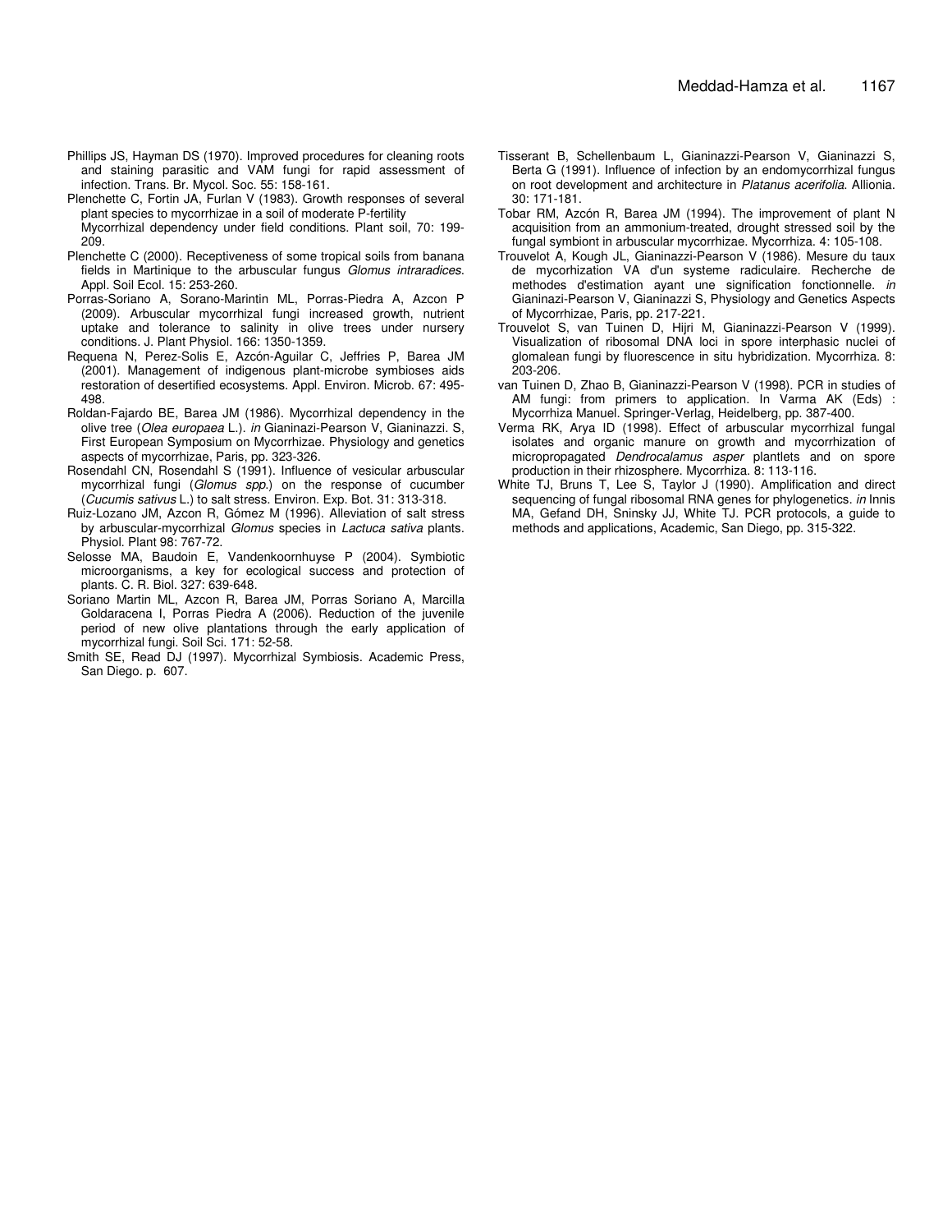Phillips JS, Hayman DS (1970). Improved procedures for cleaning roots and staining parasitic and VAM fungi for rapid assessment of infection. Trans. Br. Mycol. Soc. 55: 158-161.

Plenchette C, Fortin JA, Furlan V (1983). Growth responses of several plant species to mycorrhizae in a soil of moderate P-fertility Mycorrhizal dependency under field conditions. Plant soil, 70: 199-209.

Plenchette C (2000). Receptiveness of some tropical soils from banana fields in Martinique to the arbuscular fungus *Glomus intraradices*. Appl. Soil Ecol. 15: 253-260.

Porras-Soriano A, Sorano-Marintin ML, Porras-Piedra A, Azcon P (2009). Arbuscular mycorrhizal fungi increased growth, nutrient uptake and tolerance to salinity in olive trees under nursery conditions. J. Plant Physiol. 166: 1350-1359.

Requena N, Perez-Solis E, Azcón-Aguilar C, Jeffries P, Barea JM (2001). Management of indigenous plant-microbe symbioses aids restoration of desertified ecosystems. Appl. Environ. Microb. 67: 495-498.

Roldan-Fajardo BE, Barea JM (1986). Mycorrhizal dependency in the olive tree (*Olea europaea* L.). *in* Gianinazi-Pearson V, Gianinazzi. S, First European Symposium on Mycorrhizae. Physiology and genetics aspects of mycorrhizae, Paris, pp. 323-326.

Rosendahl CN, Rosendahl S (1991). Influence of vesicular arbuscular mycorrhizal fungi (*Glomus spp.*) on the response of cucumber (*Cucumis sativus* L.) to salt stress. Environ. Exp. Bot. 31: 313-318.

Ruiz-Lozano JM, Azcon R, Gómez M (1996). Alleviation of salt stress by arbuscular-mycorrhizal *Glomus* species in *Lactuca sativa* plants. Physiol. Plant 98: 767-72.

Selosse MA, Baudoin E, Vandenkoornhuyse P (2004). Symbiotic microorganisms, a key for ecological success and protection of plants. C. R. Biol. 327: 639-648.

Soriano Martin ML, Azcon R, Barea JM, Porras Soriano A, Marcilla Goldaracena I, Porras Piedra A (2006). Reduction of the juvenile period of new olive plantations through the early application of mycorrhizal fungi. Soil Sci. 171: 52-58.

Smith SE, Read DJ (1997). Mycorrhizal Symbiosis. Academic Press, San Diego. p. 607.

Tisserant B, Schellenbaum L, Gianinazzi-Pearson V, Gianinazzi S, Berta G (1991). Influence of infection by an endomycorrhizal fungus on root development and architecture in *Platanus acerifolia*. Allionia. 30: 171-181.

Tobar RM, Azcón R, Barea JM (1994). The improvement of plant N acquisition from an ammonium-treated, drought stressed soil by the fungal symbiont in arbuscular mycorrhizae. Mycorrhiza. 4: 105-108.

Trouvelot A, Kough JL, Gianinazzi-Pearson V (1986). Mesure du taux de mycorhization VA d'un systeme radiculaire. Recherche de methodes d'estimation ayant une signification fonctionnelle. *in* Gianinazi-Pearson V, Gianinazzi S, Physiology and Genetics Aspects of Mycorrhizae, Paris, pp. 217-221.

Trouvelot S, van Tuinen D, Hijri M, Gianinazzi-Pearson V (1999). Visualization of ribosomal DNA loci in spore interphasic nuclei of glomalean fungi by fluorescence in situ hybridization. Mycorrhiza. 8: 203-206.

van Tuinen D, Zhao B, Gianinazzi-Pearson V (1998). PCR in studies of AM fungi: from primers to application. In Varma AK (Eds) : Mycorrhiza Manuel. Springer-Verlag, Heidelberg, pp. 387-400.

Verma RK, Arya ID (1998). Effect of arbuscular mycorrhizal fungal isolates and organic manure on growth and mycorrhization of micropropagated *Dendrocalamus asper* plantlets and on spore production in their rhizosphere. Mycorrhiza. 8: 113-116.

White TJ, Bruns T, Lee S, Taylor J (1990). Amplification and direct sequencing of fungal ribosomal RNA genes for phylogenetics. *in* Innis MA, Gefand DH, Sninsky JJ, White TJ. PCR protocols, a guide to methods and applications, Academic, San Diego, pp. 315-322.